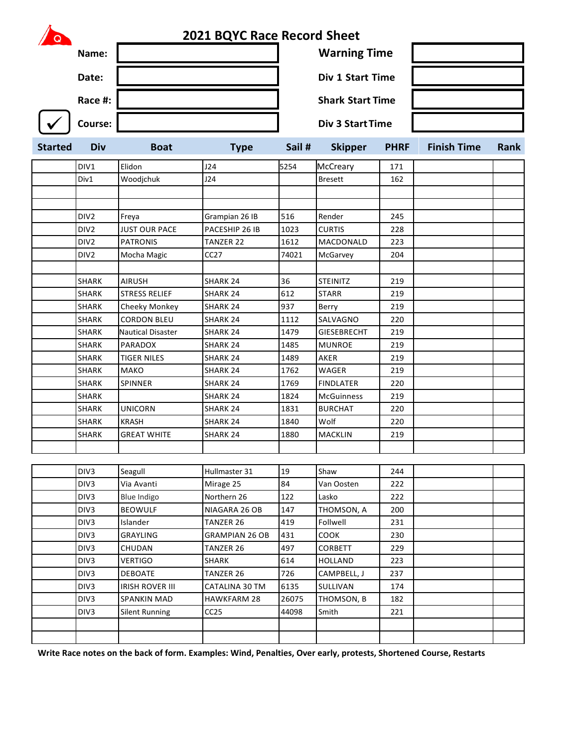# 2021 BQYC Race Record Sheet

| | | | |
|---|---|---|---|
| **Name:** | | **Warning Time** | |
| **Date:** | | **Div 1 Start Time** | |
| **Race #:** | | **Shark Start Time** | |
| ✓ **Course:** | | **Div 3 Start Time** | |

| Started | Div | Boat | Type | Sail # | Skipper | PHRF | Finish Time | Rank |
|---|---|---|---|---|---|---|---|---|
| | DIV1 | Elidon | J24 | 5254 | McCreary | 171 | | |
| | Div1 | Woodjchuk | J24 | | Bresett | 162 | | |
| | | | | | | | | |
| | | | | | | | | |
| | DIV2 | Freya | Grampian 26 IB | 516 | Render | 245 | | |
| | DIV2 | JUST OUR PACE | PACESHIP 26 IB | 1023 | CURTIS | 228 | | |
| | DIV2 | PATRONIS | TANZER 22 | 1612 | MACDONALD | 223 | | |
| | DIV2 | Mocha Magic | CC27 | 74021 | McGarvey | 204 | | |
| | | | | | | | | |
| | SHARK | AIRUSH | SHARK 24 | 36 | STEINITZ | 219 | | |
| | SHARK | STRESS RELIEF | SHARK 24 | 612 | STARR | 219 | | |
| | SHARK | Cheeky Monkey | SHARK 24 | 937 | Berry | 219 | | |
| | SHARK | CORDON BLEU | SHARK 24 | 1112 | SALVAGNO | 220 | | |
| | SHARK | Nautical Disaster | SHARK 24 | 1479 | GIESEBRECHT | 219 | | |
| | SHARK | PARADOX | SHARK 24 | 1485 | MUNROE | 219 | | |
| | SHARK | TIGER NILES | SHARK 24 | 1489 | AKER | 219 | | |
| | SHARK | MAKO | SHARK 24 | 1762 | WAGER | 219 | | |
| | SHARK | SPINNER | SHARK 24 | 1769 | FINDLATER | 220 | | |
| | SHARK | | SHARK 24 | 1824 | McGuinness | 219 | | |
| | SHARK | UNICORN | SHARK 24 | 1831 | BURCHAT | 220 | | |
| | SHARK | KRASH | SHARK 24 | 1840 | Wolf | 220 | | |
| | SHARK | GREAT WHITE | SHARK 24 | 1880 | MACKLIN | 219 | | |
| | | | | | | | | |
| | DIV3 | Seagull | Hullmaster 31 | 19 | Shaw | 244 | | |
| | DIV3 | Via Avanti | Mirage 25 | 84 | Van Oosten | 222 | | |
| | DIV3 | Blue Indigo | Northern 26 | 122 | Lasko | 222 | | |
| | DIV3 | BEOWULF | NIAGARA 26 OB | 147 | THOMSON, A | 200 | | |
| | DIV3 | Islander | TANZER 26 | 419 | Follwell | 231 | | |
| | DIV3 | GRAYLING | GRAMPIAN 26 OB | 431 | COOK | 230 | | |
| | DIV3 | CHUDAN | TANZER 26 | 497 | CORBETT | 229 | | |
| | DIV3 | VERTIGO | SHARK | 614 | HOLLAND | 223 | | |
| | DIV3 | DEBOATE | TANZER 26 | 726 | CAMPBELL, J | 237 | | |
| | DIV3 | IRISH ROVER III | CATALINA 30 TM | 6135 | SULLIVAN | 174 | | |
| | DIV3 | SPANKIN MAD | HAWKFARM 28 | 26075 | THOMSON, B | 182 | | |
| | DIV3 | Silent Running | CC25 | 44098 | Smith | 221 | | |
| | | | | | | | | |
| | | | | | | | | |

**Write Race notes on the back of form. Examples: Wind, Penalties, Over early, protests, Shortened Course, Restarts**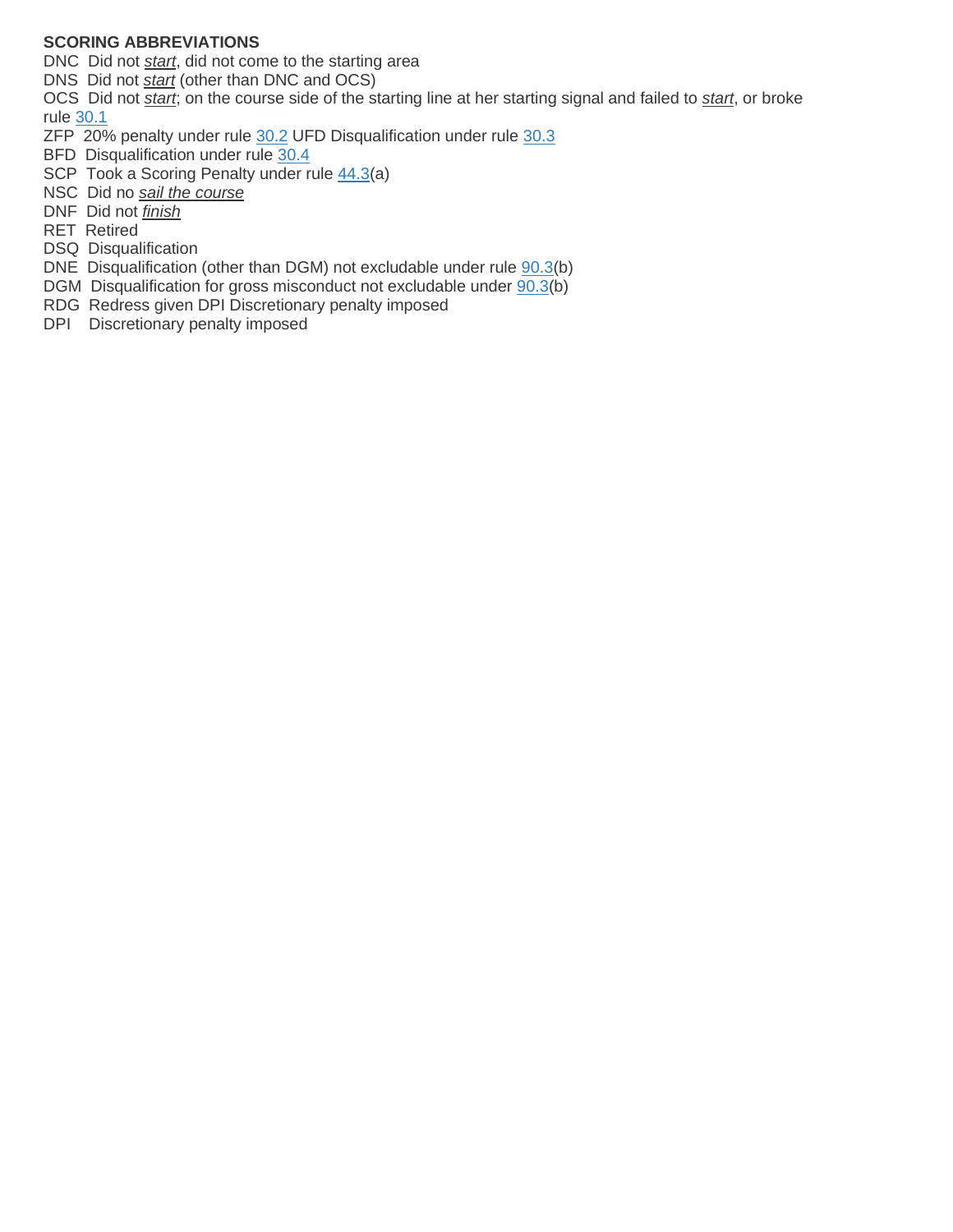**SCORING ABBREVIATIONS**

DNC Did not ***start***, did not come to the starting area

DNS Did not ***start*** (other than DNC and OCS)

OCS Did not ***start***; on the course side of the starting line at her starting signal and failed to ***start***, or broke rule 30.1

ZFP 20% penalty under rule 30.2 UFD Disqualification under rule 30.3

BFD Disqualification under rule 30.4

SCP Took a Scoring Penalty under rule 44.3(a)

NSC Did no ***sail the course***

DNF Did not ***finish***

RET Retired

DSQ Disqualification

DNE Disqualification (other than DGM) not excludable under rule 90.3(b)

DGM Disqualification for gross misconduct not excludable under 90.3(b)

RDG Redress given DPI Discretionary penalty imposed

DPI Discretionary penalty imposed